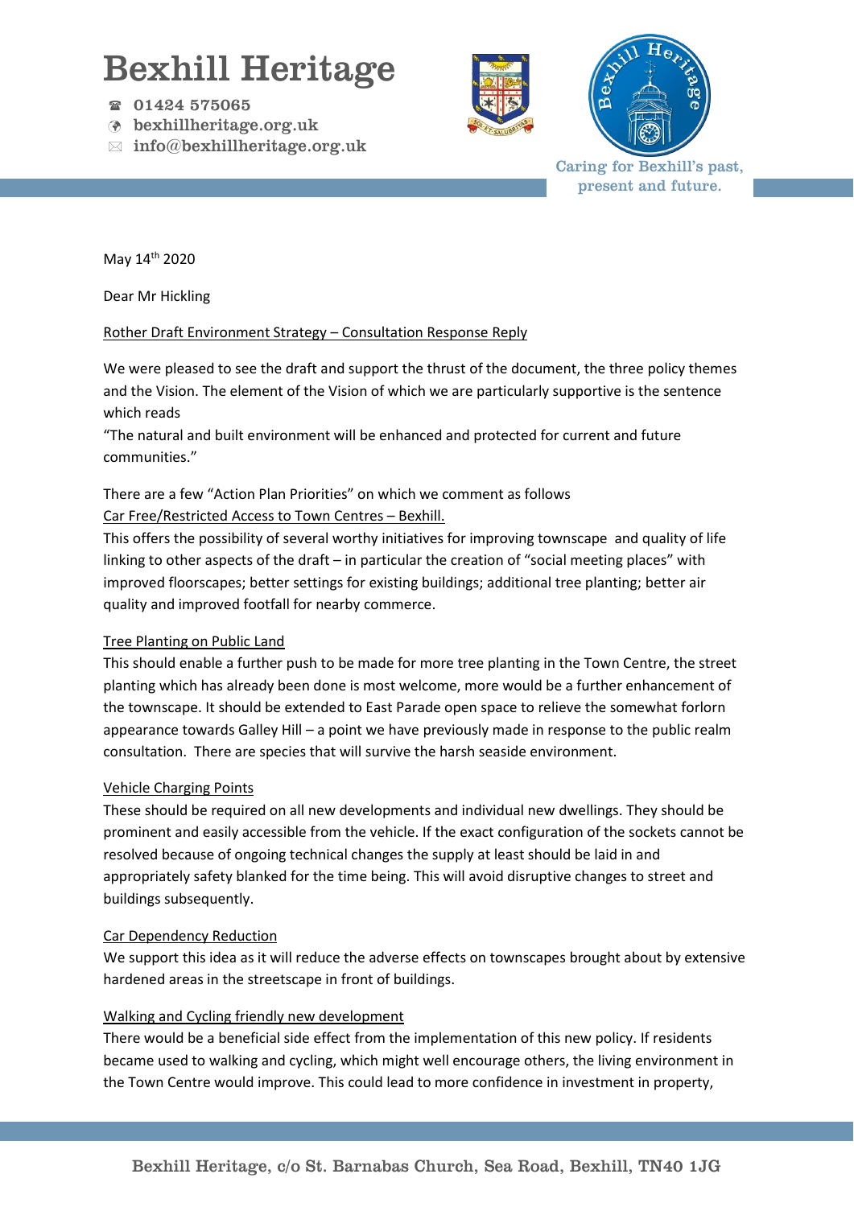# Bexhill Heritage

☎ 01424 575065
bexhillheritage.org.uk
info@bexhillheritage.org.uk

Caring for Bexhill's past, present and future.

May 14th 2020

Dear Mr Hickling

Rother Draft Environment Strategy – Consultation Response Reply

We were pleased to see the draft and support the thrust of the document, the three policy themes and the Vision. The element of the Vision of which we are particularly supportive is the sentence which reads
"The natural and built environment will be enhanced and protected for current and future communities."

There are a few "Action Plan Priorities" on which we comment as follows

Car Free/Restricted Access to Town Centres – Bexhill.
This offers the possibility of several worthy initiatives for improving townscape and quality of life linking to other aspects of the draft – in particular the creation of "social meeting places" with improved floorscapes; better settings for existing buildings; additional tree planting; better air quality and improved footfall for nearby commerce.

Tree Planting on Public Land
This should enable a further push to be made for more tree planting in the Town Centre, the street planting which has already been done is most welcome, more would be a further enhancement of the townscape. It should be extended to East Parade open space to relieve the somewhat forlorn appearance towards Galley Hill – a point we have previously made in response to the public realm consultation. There are species that will survive the harsh seaside environment.

Vehicle Charging Points
These should be required on all new developments and individual new dwellings. They should be prominent and easily accessible from the vehicle. If the exact configuration of the sockets cannot be resolved because of ongoing technical changes the supply at least should be laid in and appropriately safety blanked for the time being. This will avoid disruptive changes to street and buildings subsequently.

Car Dependency Reduction
We support this idea as it will reduce the adverse effects on townscapes brought about by extensive hardened areas in the streetscape in front of buildings.

Walking and Cycling friendly new development
There would be a beneficial side effect from the implementation of this new policy. If residents became used to walking and cycling, which might well encourage others, the living environment in the Town Centre would improve. This could lead to more confidence in investment in property,

Bexhill Heritage, c/o St. Barnabas Church, Sea Road, Bexhill, TN40 1JG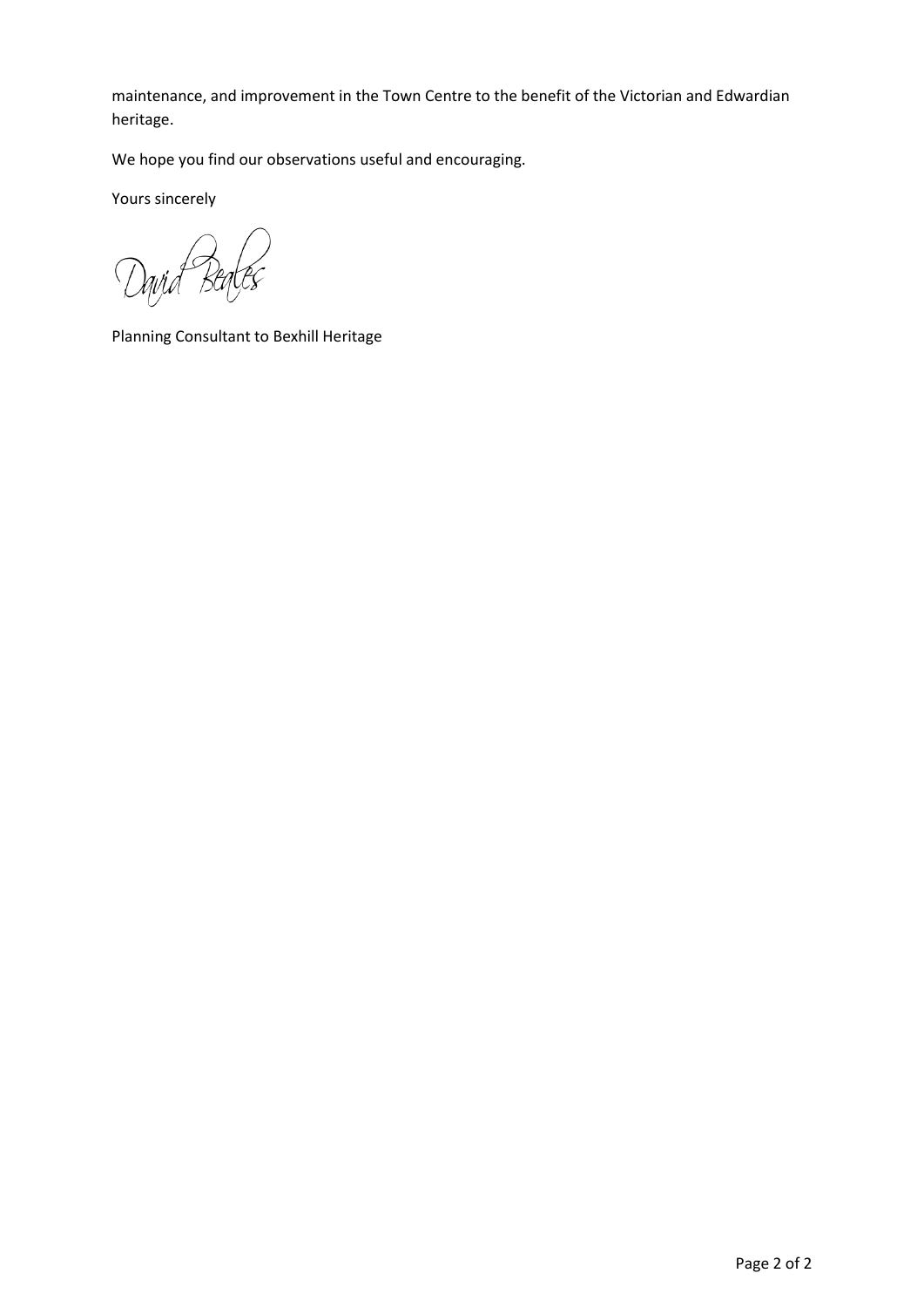maintenance, and improvement in the Town Centre to the benefit of the Victorian and Edwardian heritage.

We hope you find our observations useful and encouraging.

Yours sincerely

David Beales

Planning Consultant to Bexhill Heritage